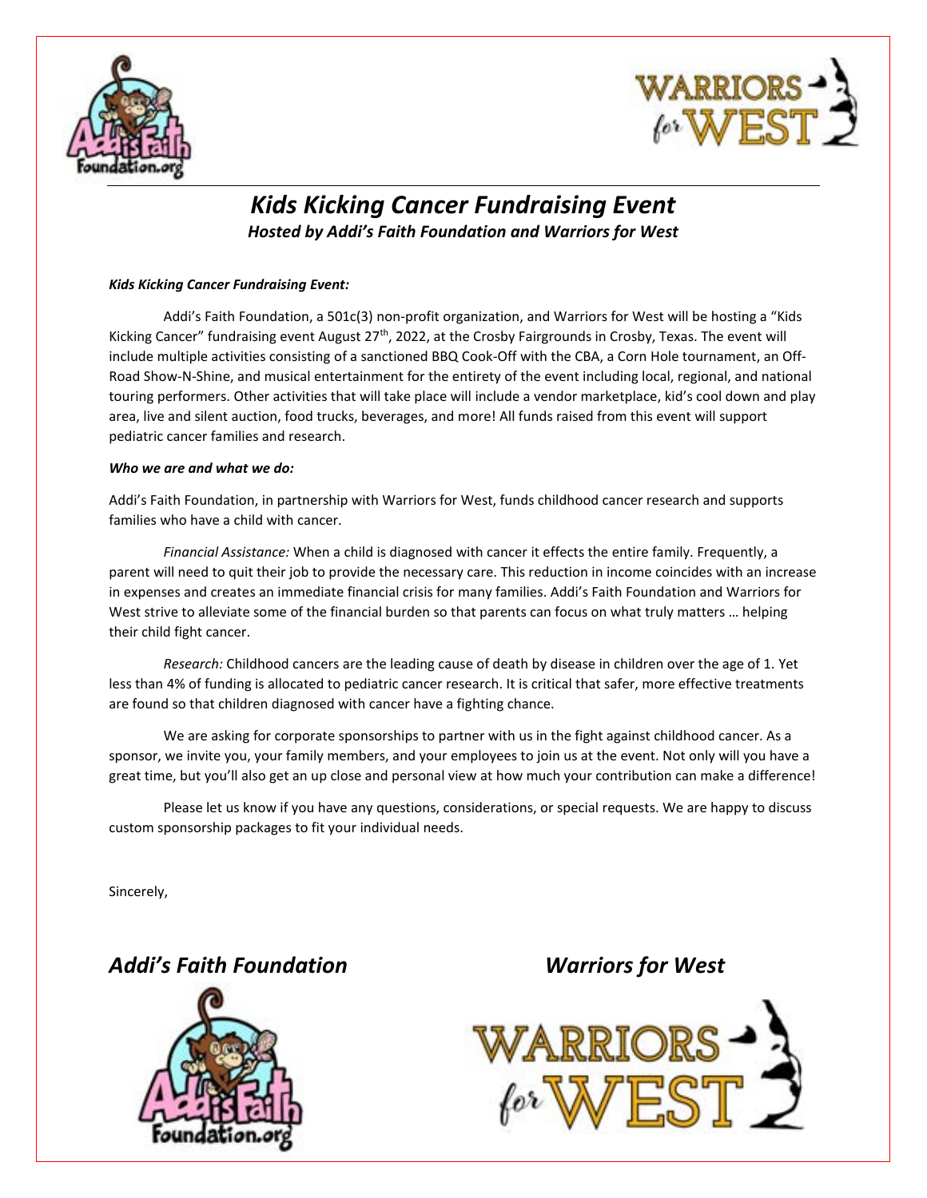# *Kids Kicking Cancer Fundraising Event*

### *Hosted by Addi's Faith Foundation and Warriors for West*

***Kids Kicking Cancer Fundraising Event:***

Addi's Faith Foundation, a 501c(3) non-profit organization, and Warriors for West will be hosting a "Kids Kicking Cancer" fundraising event August 27th, 2022, at the Crosby Fairgrounds in Crosby, Texas. The event will include multiple activities consisting of a sanctioned BBQ Cook-Off with the CBA, a Corn Hole tournament, an Off-Road Show-N-Shine, and musical entertainment for the entirety of the event including local, regional, and national touring performers. Other activities that will take place will include a vendor marketplace, kid's cool down and play area, live and silent auction, food trucks, beverages, and more! All funds raised from this event will support pediatric cancer families and research.

***Who we are and what we do:***

Addi's Faith Foundation, in partnership with Warriors for West, funds childhood cancer research and supports families who have a child with cancer.

*Financial Assistance:* When a child is diagnosed with cancer it effects the entire family. Frequently, a parent will need to quit their job to provide the necessary care. This reduction in income coincides with an increase in expenses and creates an immediate financial crisis for many families. Addi's Faith Foundation and Warriors for West strive to alleviate some of the financial burden so that parents can focus on what truly matters … helping their child fight cancer.

*Research:* Childhood cancers are the leading cause of death by disease in children over the age of 1. Yet less than 4% of funding is allocated to pediatric cancer research. It is critical that safer, more effective treatments are found so that children diagnosed with cancer have a fighting chance.

We are asking for corporate sponsorships to partner with us in the fight against childhood cancer. As a sponsor, we invite you, your family members, and your employees to join us at the event. Not only will you have a great time, but you'll also get an up close and personal view at how much your contribution can make a difference!

Please let us know if you have any questions, considerations, or special requests. We are happy to discuss custom sponsorship packages to fit your individual needs.

Sincerely,

***Addi's Faith Foundation***

***Warriors for West***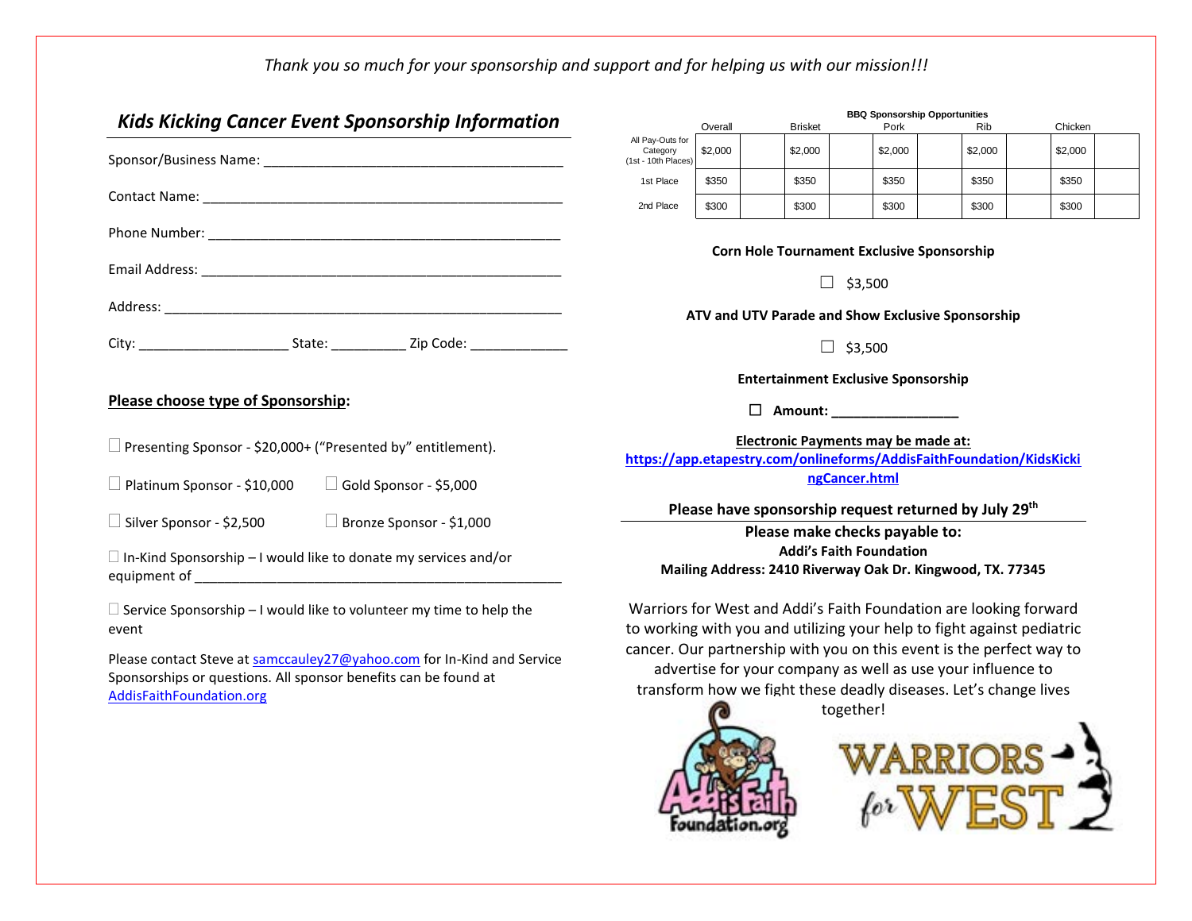*Thank you so much for your sponsorship and support and for helping us with our mission!!!*

## *Kids Kicking Cancer Event Sponsorship Information*

Sponsor/Business Name: _______________________________________

Contact Name: ___________________________________________________

Phone Number: __________________________________________________

Email Address: __________________________________________________

Address: _______________________________________________________

City: ___________________ State: __________ Zip Code: _____________

**Please choose type of Sponsorship:**

☐ Presenting Sponsor - $20,000+ ("Presented by" entitlement).

☐ Platinum Sponsor - $10,000 ☐ Gold Sponsor - $5,000

☐ Silver Sponsor - $2,500 ☐ Bronze Sponsor - $1,000

☐ In-Kind Sponsorship – I would like to donate my services and/or equipment of _________________________________________________

☐ Service Sponsorship – I would like to volunteer my time to help the event

Please contact Steve at samccauley27@yahoo.com for In-Kind and Service Sponsorships or questions. All sponsor benefits can be found at AddisFaithFoundation.org

**BBQ Sponsorship Opportunities**

| | Overall | | Brisket | | Pork | | Rib | | Chicken | |
|---|---|---|---|---|---|---|---|---|---|---|
| All Pay-Outs for Category (1st - 10th Places) | $2,000 | | $2,000 | | $2,000 | | $2,000 | | $2,000 | |
| 1st Place | $350 | | $350 | | $350 | | $350 | | $350 | |
| 2nd Place | $300 | | $300 | | $300 | | $300 | | $300 | |

**Corn Hole Tournament Exclusive Sponsorship**

☐ $3,500

**ATV and UTV Parade and Show Exclusive Sponsorship**

☐ $3,500

**Entertainment Exclusive Sponsorship**

☐ **Amount: _________________**

**Electronic Payments may be made at:**
**https://app.etapestry.com/onlineforms/AddisFaithFoundation/KidsKickingCancer.html**

**Please have sponsorship request returned by July 29th**

**Please make checks payable to:**
**Addi's Faith Foundation**
**Mailing Address: 2410 Riverway Oak Dr. Kingwood, TX. 77345**

Warriors for West and Addi's Faith Foundation are looking forward to working with you and utilizing your help to fight against pediatric cancer. Our partnership with you on this event is the perfect way to advertise for your company as well as use your influence to transform how we fight these deadly diseases. Let's change lives together!

AddisFaith Foundation.org

WARRIORS for WEST